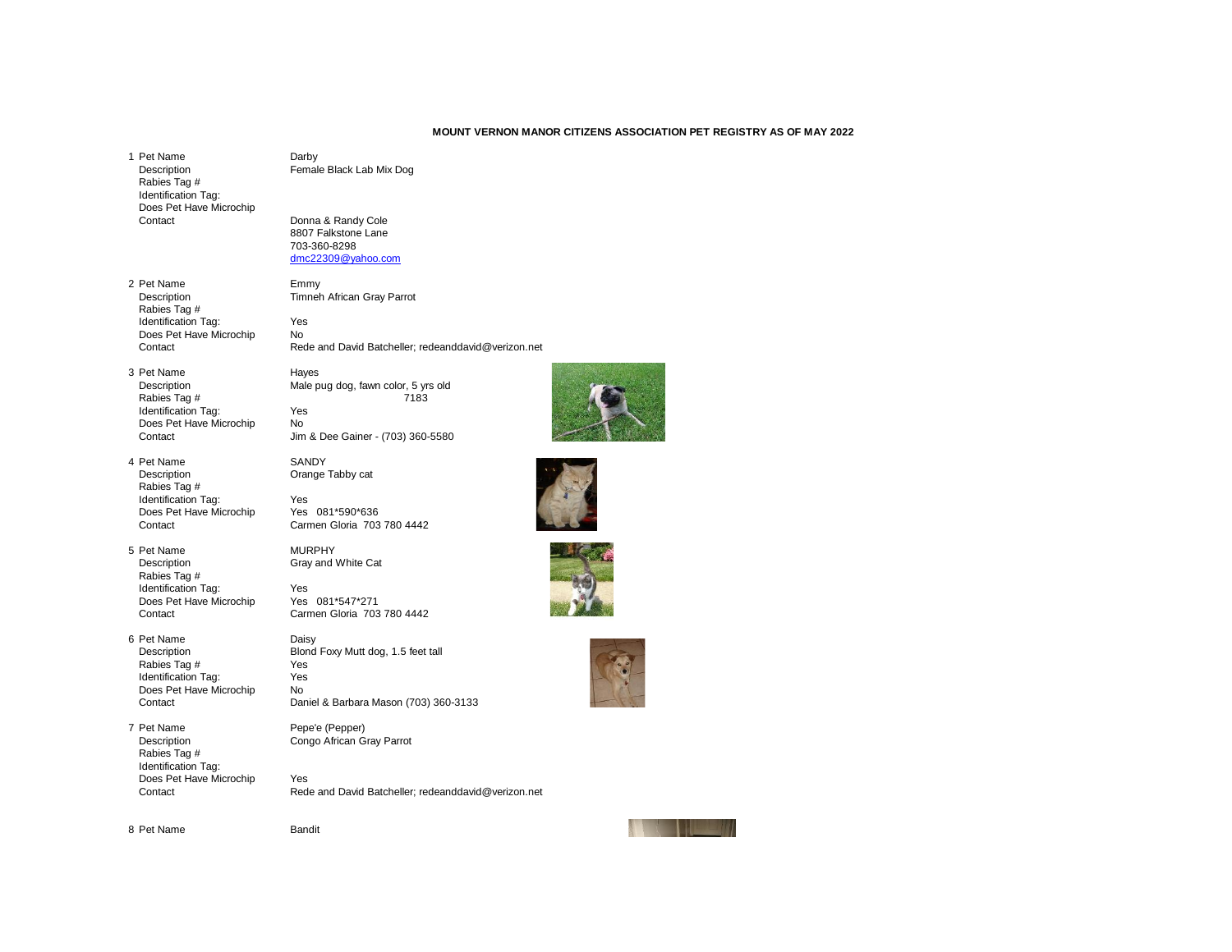**MOUNT VERNON MANOR CITIZENS ASSOCIATION PET REGISTRY AS OF MAY 2022**

1 Pet Name — Darby
Description — Female Black Lab Mix Dog
Rabies Tag #
Identification Tag:
Does Pet Have Microchip
Contact — Donna & Randy Cole
8807 Falkstone Lane
703-360-8298
dmc22309@yahoo.com

2 Pet Name — Emmy
Description — Timneh African Gray Parrot
Rabies Tag #
Identification Tag: — Yes
Does Pet Have Microchip — No
Contact — Rede and David Batcheller; redeanddavid@verizon.net

3 Pet Name — Hayes
Description — Male pug dog, fawn color, 5 yrs old
Rabies Tag # — 7183
Identification Tag: — Yes
Does Pet Have Microchip — No
Contact — Jim & Dee Gainer - (703) 360-5580

4 Pet Name — SANDY
Description — Orange Tabby cat
Rabies Tag #
Identification Tag: — Yes
Does Pet Have Microchip — Yes 081*590*636
Contact — Carmen Gloria 703 780 4442

5 Pet Name — MURPHY
Description — Gray and White Cat
Rabies Tag #
Identification Tag: — Yes
Does Pet Have Microchip — Yes 081*547*271
Contact — Carmen Gloria 703 780 4442

6 Pet Name — Daisy
Description — Blond Foxy Mutt dog, 1.5 feet tall
Rabies Tag # — Yes
Identification Tag: — Yes
Does Pet Have Microchip — No
Contact — Daniel & Barbara Mason (703) 360-3133

7 Pet Name — Pepe'e (Pepper)
Description — Congo African Gray Parrot
Rabies Tag #
Identification Tag:
Does Pet Have Microchip — Yes
Contact — Rede and David Batcheller; redeanddavid@verizon.net

8 Pet Name — Bandit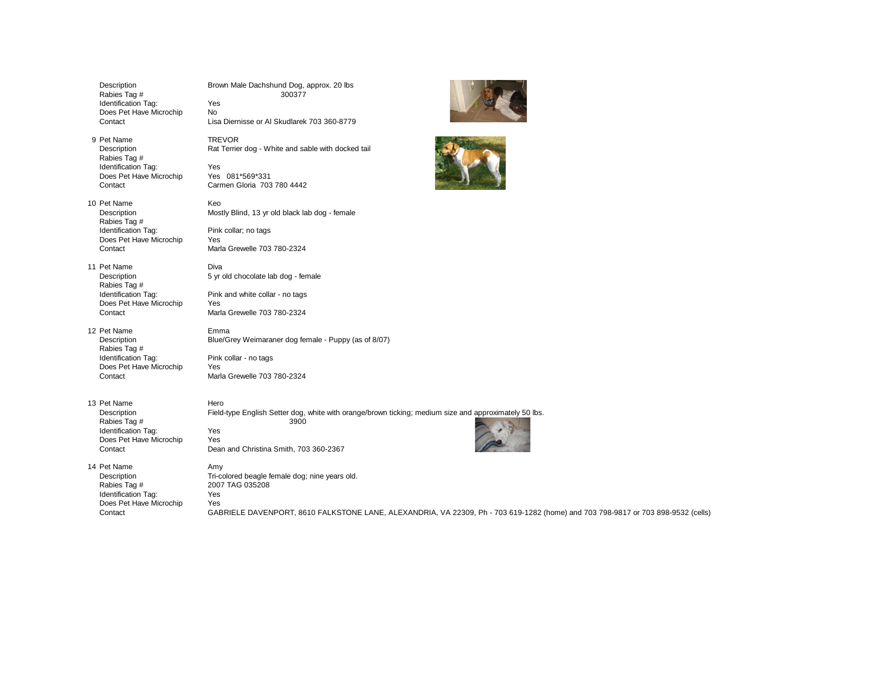| | | |
|---|---|---|
| | Description | Brown Male Dachshund Dog, approx. 20 lbs |
| | Rabies Tag # | 300377 |
| | Identification Tag: | Yes |
| | Does Pet Have Microchip | No |
| | Contact | Lisa Diernisse or Al Skudlarek 703 360-8779 |
| 9 | Pet Name | TREVOR |
| | Description | Rat Terrier dog - White and sable with docked tail |
| | Rabies Tag # | |
| | Identification Tag: | Yes |
| | Does Pet Have Microchip | Yes 081*569*331 |
| | Contact | Carmen Gloria 703 780 4442 |
| 10 | Pet Name | Keo |
| | Description | Mostly Blind, 13 yr old black lab dog - female |
| | Rabies Tag # | |
| | Identification Tag: | Pink collar; no tags |
| | Does Pet Have Microchip | Yes |
| | Contact | Marla Grewelle 703 780-2324 |
| 11 | Pet Name | Diva |
| | Description | 5 yr old chocolate lab dog - female |
| | Rabies Tag # | |
| | Identification Tag: | Pink and white collar - no tags |
| | Does Pet Have Microchip | Yes |
| | Contact | Marla Grewelle 703 780-2324 |
| 12 | Pet Name | Emma |
| | Description | Blue/Grey Weimaraner dog female - Puppy (as of 8/07) |
| | Rabies Tag # | |
| | Identification Tag: | Pink collar - no tags |
| | Does Pet Have Microchip | Yes |
| | Contact | Marla Grewelle 703 780-2324 |
| 13 | Pet Name | Hero |
| | Description | Field-type English Setter dog, white with orange/brown ticking; medium size and approximately 50 lbs. |
| | Rabies Tag # | 3900 |
| | Identification Tag: | Yes |
| | Does Pet Have Microchip | Yes |
| | Contact | Dean and Christina Smith, 703 360-2367 |
| 14 | Pet Name | Amy |
| | Description | Tri-colored beagle female dog; nine years old. |
| | Rabies Tag # | 2007 TAG 035208 |
| | Identification Tag: | Yes |
| | Does Pet Have Microchip | Yes |
| | Contact | GABRIELE DAVENPORT, 8610 FALKSTONE LANE, ALEXANDRIA, VA 22309, Ph - 703 619-1282 (home) and 703 798-9817 or 703 898-9532 (cells) |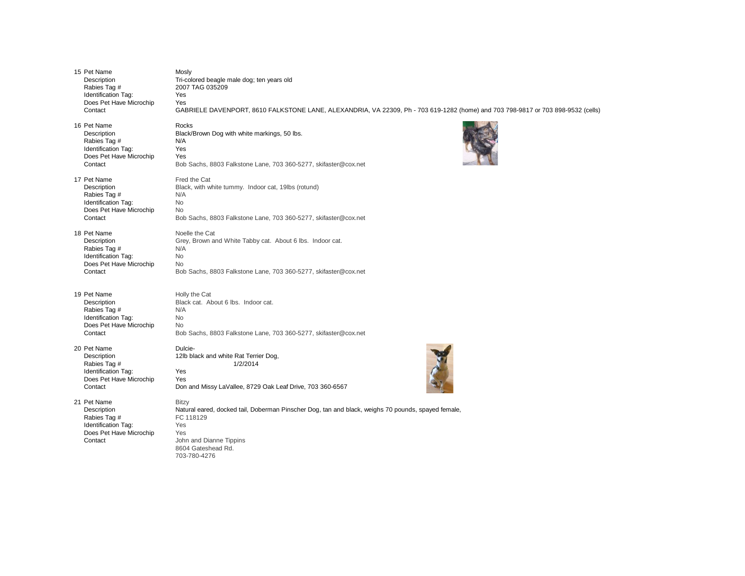15 Pet Name | Mosly
Description | Tri-colored beagle male dog; ten years old
Rabies Tag # | 2007 TAG 035209
Identification Tag: | Yes
Does Pet Have Microchip | Yes
Contact | GABRIELE DAVENPORT, 8610 FALKSTONE LANE, ALEXANDRIA, VA 22309, Ph - 703 619-1282 (home) and 703 798-9817 or 703 898-9532 (cells)

16 Pet Name | Rocks
Description | Black/Brown Dog with white markings, 50 lbs.
Rabies Tag # | N/A
Identification Tag: | Yes
Does Pet Have Microchip | Yes
Contact | Bob Sachs, 8803 Falkstone Lane, 703 360-5277, skifaster@cox.net

17 Pet Name | Fred the Cat
Description | Black, with white tummy. Indoor cat, 19lbs (rotund)
Rabies Tag # | N/A
Identification Tag: | No
Does Pet Have Microchip | No
Contact | Bob Sachs, 8803 Falkstone Lane, 703 360-5277, skifaster@cox.net

18 Pet Name | Noelle the Cat
Description | Grey, Brown and White Tabby cat. About 6 lbs. Indoor cat.
Rabies Tag # | N/A
Identification Tag: | No
Does Pet Have Microchip | No
Contact | Bob Sachs, 8803 Falkstone Lane, 703 360-5277, skifaster@cox.net

19 Pet Name | Holly the Cat
Description | Black cat. About 6 lbs. Indoor cat.
Rabies Tag # | N/A
Identification Tag: | No
Does Pet Have Microchip | No
Contact | Bob Sachs, 8803 Falkstone Lane, 703 360-5277, skifaster@cox.net

20 Pet Name | Dulcie-
Description | 12lb black and white Rat Terrier Dog,
Rabies Tag # | 1/2/2014
Identification Tag: | Yes
Does Pet Have Microchip | Yes
Contact | Don and Missy LaVallee, 8729 Oak Leaf Drive, 703 360-6567

21 Pet Name | Bitzy
Description | Natural eared, docked tail, Doberman Pinscher Dog, tan and black, weighs 70 pounds, spayed female,
Rabies Tag # | FC 118129
Identification Tag: | Yes
Does Pet Have Microchip | Yes
Contact | John and Dianne Tippins
8604 Gateshead Rd.
703-780-4276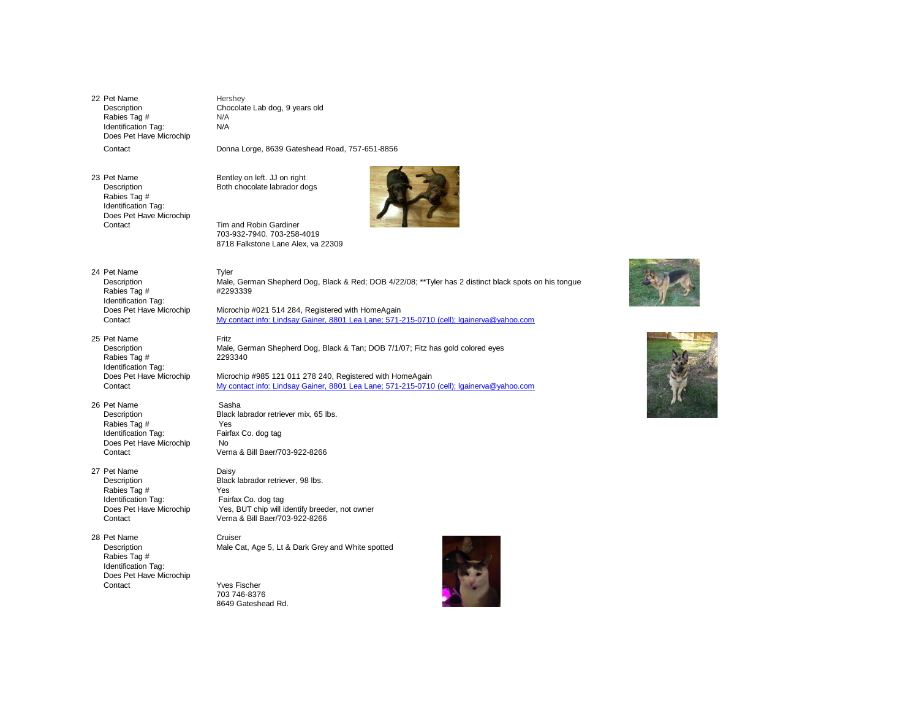| # | Field | Value |
|---|---|---|
| 22 | Pet Name | Hershey |
| | Description | Chocolate Lab dog, 9 years old |
| | Rabies Tag # | N/A |
| | Identification Tag: | N/A |
| | Does Pet Have Microchip | |
| | Contact | Donna Lorge, 8639 Gateshead Road, 757-651-8856 |
| 23 | Pet Name | Bentley on left. JJ on right |
| | Description | Both chocolate labrador dogs |
| | Rabies Tag # | |
| | Identification Tag: | |
| | Does Pet Have Microchip | |
| | Contact | Tim and Robin Gardiner<br>703-932-7940. 703-258-4019<br>8718 Falkstone Lane Alex, va 22309 |
| 24 | Pet Name | Tyler |
| | Description | Male, German Shepherd Dog, Black & Red; DOB 4/22/08; **Tyler has 2 distinct black spots on his tongue |
| | Rabies Tag # | #2293339 |
| | Identification Tag: | |
| | Does Pet Have Microchip | Microchip #021 514 284, Registered with HomeAgain |
| | Contact | My contact info: Lindsay Gainer, 8801 Lea Lane; 571-215-0710 (cell); lgainerva@yahoo.com |
| 25 | Pet Name | Fritz |
| | Description | Male, German Shepherd Dog, Black & Tan; DOB 7/1/07; Fitz has gold colored eyes |
| | Rabies Tag # | 2293340 |
| | Identification Tag: | |
| | Does Pet Have Microchip | Microchip #985 121 011 278 240, Registered with HomeAgain |
| | Contact | My contact info: Lindsay Gainer, 8801 Lea Lane; 571-215-0710 (cell); lgainerva@yahoo.com |
| 26 | Pet Name | Sasha |
| | Description | Black labrador retriever mix, 65 lbs. |
| | Rabies Tag # | Yes |
| | Identification Tag: | Fairfax Co. dog tag |
| | Does Pet Have Microchip | No |
| | Contact | Verna & Bill Baer/703-922-8266 |
| 27 | Pet Name | Daisy |
| | Description | Black labrador retriever, 98 lbs. |
| | Rabies Tag # | Yes |
| | Identification Tag: | Fairfax Co. dog tag |
| | Does Pet Have Microchip | Yes, BUT chip will identify breeder, not owner |
| | Contact | Verna & Bill Baer/703-922-8266 |
| 28 | Pet Name | Cruiser |
| | Description | Male Cat, Age 5, Lt & Dark Grey and White spotted |
| | Rabies Tag # | |
| | Identification Tag: | |
| | Does Pet Have Microchip | |
| | Contact | Yves Fischer<br>703 746-8376<br>8649 Gateshead Rd. |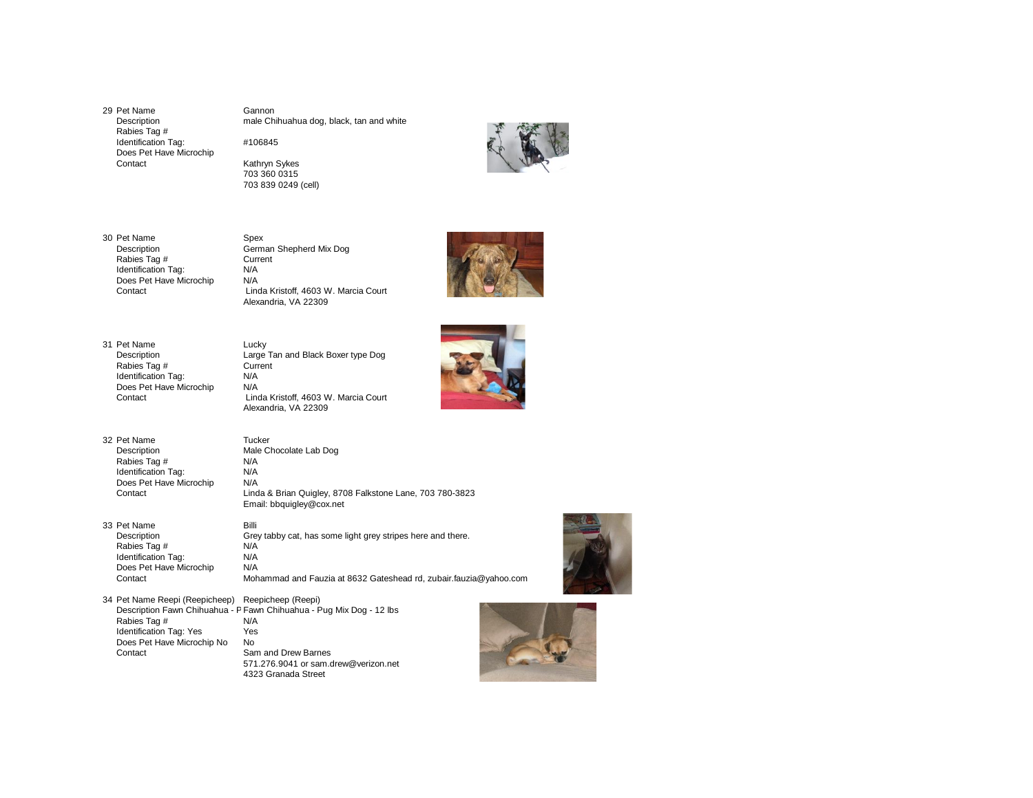29 Pet Name Gannon
Description male Chihuahua dog, black, tan and white
Rabies Tag #
Identification Tag: #106845
Does Pet Have Microchip
Contact Kathryn Sykes
703 360 0315
703 839 0249 (cell)

30 Pet Name Spex
Description German Shepherd Mix Dog
Rabies Tag # Current
Identification Tag: N/A
Does Pet Have Microchip N/A
Contact Linda Kristoff, 4603 W. Marcia Court
Alexandria, VA 22309

31 Pet Name Lucky
Description Large Tan and Black Boxer type Dog
Rabies Tag # Current
Identification Tag: N/A
Does Pet Have Microchip N/A
Contact Linda Kristoff, 4603 W. Marcia Court
Alexandria, VA 22309

32 Pet Name Tucker
Description Male Chocolate Lab Dog
Rabies Tag # N/A
Identification Tag: N/A
Does Pet Have Microchip N/A
Contact Linda & Brian Quigley, 8708 Falkstone Lane, 703 780-3823
Email: bbquigley@cox.net

33 Pet Name Billi
Description Grey tabby cat, has some light grey stripes here and there.
Rabies Tag # N/A
Identification Tag: N/A
Does Pet Have Microchip N/A
Contact Mohammad and Fauzia at 8632 Gateshead rd, zubair.fauzia@yahoo.com

34 Pet Name Reepi (Reepicheep) Reepicheep (Reepi)
Description Fawn Chihuahua - P Fawn Chihuahua - Pug Mix Dog - 12 lbs
Rabies Tag # N/A
Identification Tag: Yes Yes
Does Pet Have Microchip No No
Contact Sam and Drew Barnes
571.276.9041 or sam.drew@verizon.net
4323 Granada Street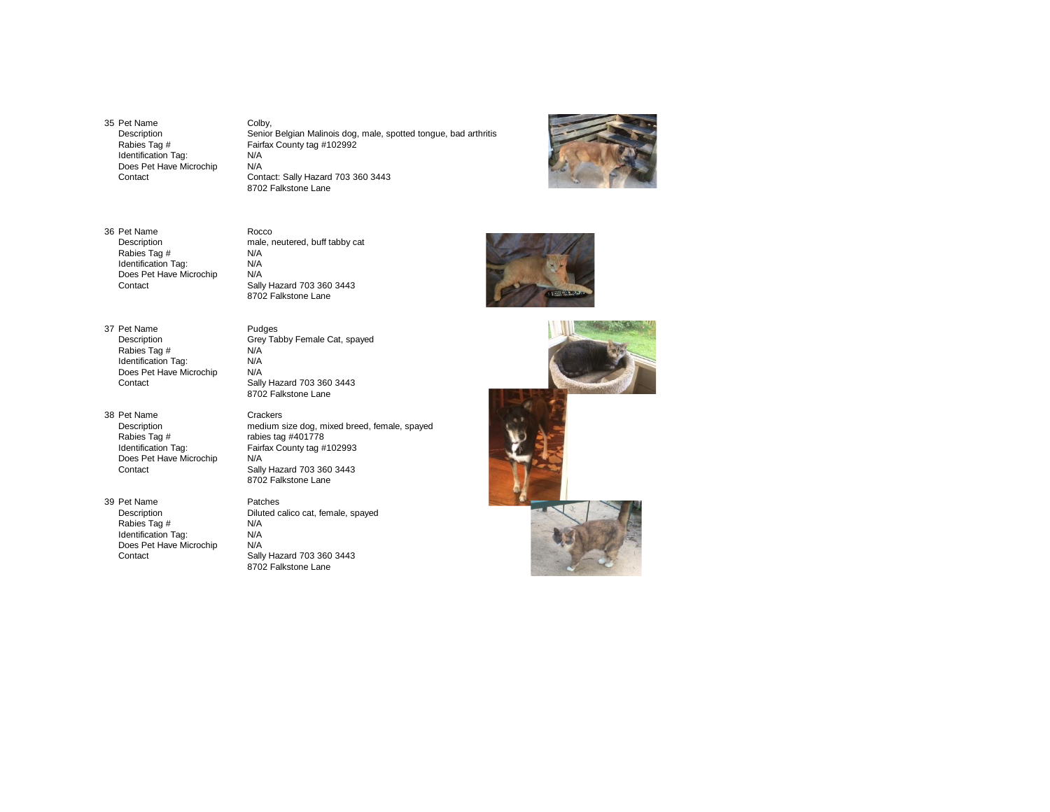| | | |
|---|---|---|
| 35 | Pet Name | Colby, |
| | Description | Senior Belgian Malinois dog, male, spotted tongue, bad arthritis |
| | Rabies Tag # | Fairfax County tag #102992 |
| | Identification Tag: | N/A |
| | Does Pet Have Microchip | N/A |
| | Contact | Contact: Sally Hazard 703 360 3443<br>8702 Falkstone Lane |
| 36 | Pet Name | Rocco |
| | Description | male, neutered, buff tabby cat |
| | Rabies Tag # | N/A |
| | Identification Tag: | N/A |
| | Does Pet Have Microchip | N/A |
| | Contact | Sally Hazard 703 360 3443<br>8702 Falkstone Lane |
| 37 | Pet Name | Pudges |
| | Description | Grey Tabby Female Cat, spayed |
| | Rabies Tag # | N/A |
| | Identification Tag: | N/A |
| | Does Pet Have Microchip | N/A |
| | Contact | Sally Hazard 703 360 3443<br>8702 Falkstone Lane |
| 38 | Pet Name | Crackers |
| | Description | medium size dog, mixed breed, female, spayed |
| | Rabies Tag # | rabies tag #401778 |
| | Identification Tag: | Fairfax County tag #102993 |
| | Does Pet Have Microchip | N/A |
| | Contact | Sally Hazard 703 360 3443<br>8702 Falkstone Lane |
| 39 | Pet Name | Patches |
| | Description | Diluted calico cat, female, spayed |
| | Rabies Tag # | N/A |
| | Identification Tag: | N/A |
| | Does Pet Have Microchip | N/A |
| | Contact | Sally Hazard 703 360 3443<br>8702 Falkstone Lane |